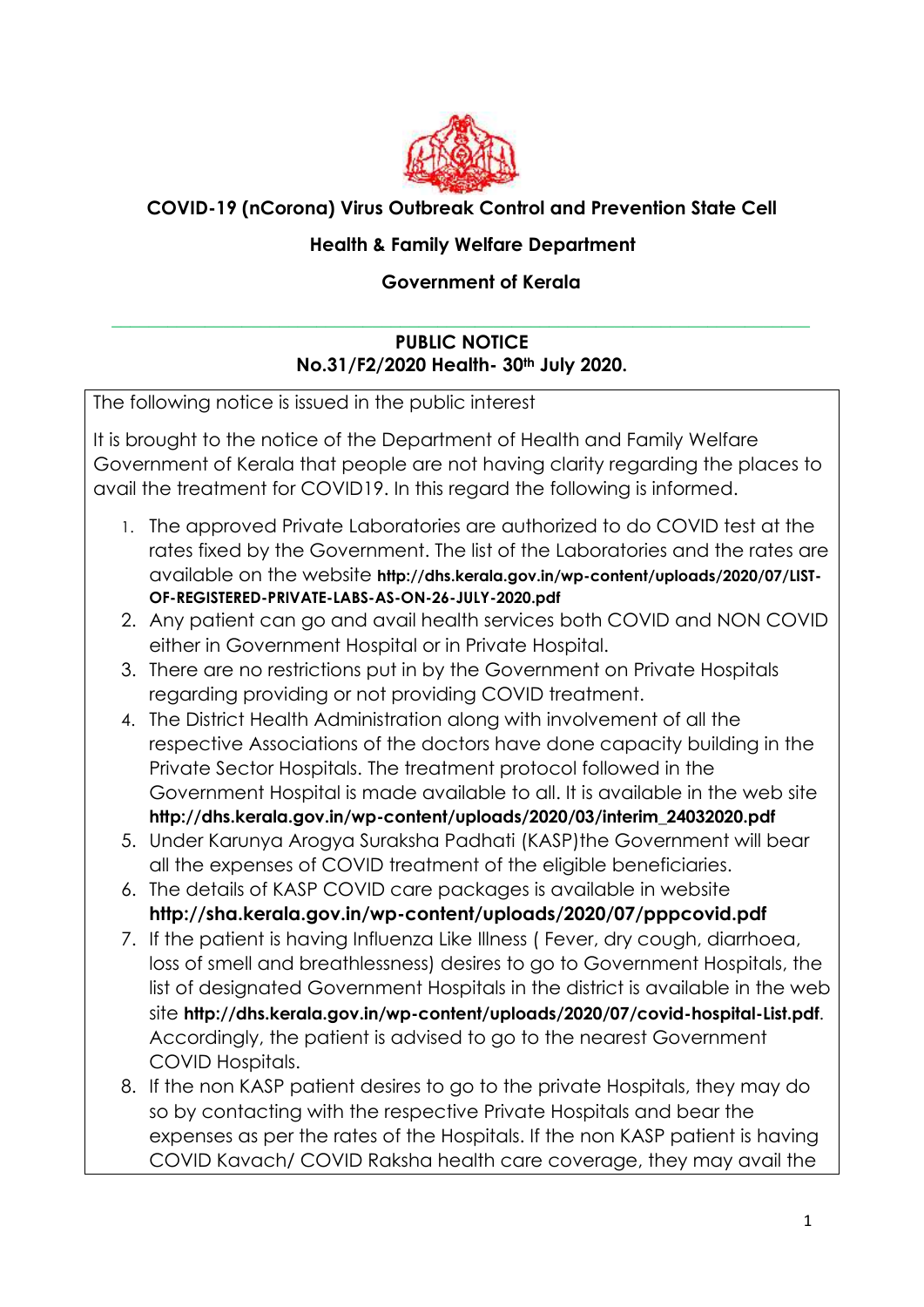**COVID-19 (nCorona) Virus Outbreak Control and Prevention State Cell**

**Health & Family Welfare Department**

**Government of Kerala**

---

**PUBLIC NOTICE**

**No.31/F2/2020 Health- 30th July 2020.**

The following notice is issued in the public interest

It is brought to the notice of the Department of Health and Family Welfare Government of Kerala that people are not having clarity regarding the places to avail the treatment for COVID19. In this regard the following is informed.

1. The approved Private Laboratories are authorized to do COVID test at the rates fixed by the Government. The list of the Laboratories and the rates are available on the website **http://dhs.kerala.gov.in/wp-content/uploads/2020/07/LIST-OF-REGISTERED-PRIVATE-LABS-AS-ON-26-JULY-2020.pdf**
2. Any patient can go and avail health services both COVID and NON COVID either in Government Hospital or in Private Hospital.
3. There are no restrictions put in by the Government on Private Hospitals regarding providing or not providing COVID treatment.
4. The District Health Administration along with involvement of all the respective Associations of the doctors have done capacity building in the Private Sector Hospitals. The treatment protocol followed in the Government Hospital is made available to all. It is available in the web site **http://dhs.kerala.gov.in/wp-content/uploads/2020/03/interim_24032020.pdf**
5. Under Karunya Arogya Suraksha Padhati (KASP)the Government will bear all the expenses of COVID treatment of the eligible beneficiaries.
6. The details of KASP COVID care packages is available in website **http://sha.kerala.gov.in/wp-content/uploads/2020/07/pppcovid.pdf**
7. If the patient is having Influenza Like Illness ( Fever, dry cough, diarrhoea, loss of smell and breathlessness) desires to go to Government Hospitals, the list of designated Government Hospitals in the district is available in the web site **http://dhs.kerala.gov.in/wp-content/uploads/2020/07/covid-hospital-List.pdf**. Accordingly, the patient is advised to go to the nearest Government COVID Hospitals.
8. If the non KASP patient desires to go to the private Hospitals, they may do so by contacting with the respective Private Hospitals and bear the expenses as per the rates of the Hospitals. If the non KASP patient is having COVID Kavach/ COVID Raksha health care coverage, they may avail the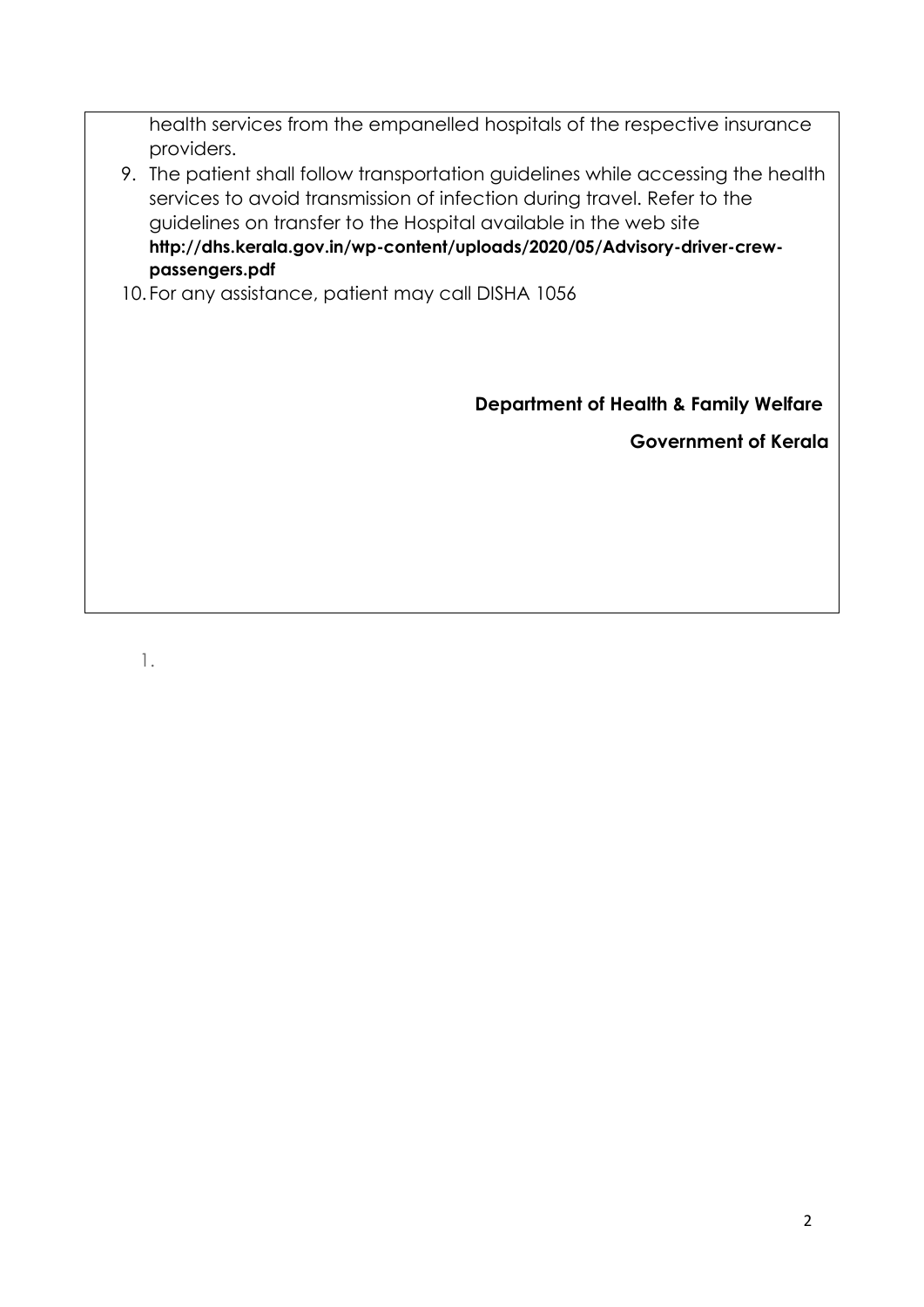health services from the empanelled hospitals of the respective insurance providers.

9. The patient shall follow transportation guidelines while accessing the health services to avoid transmission of infection during travel. Refer to the guidelines on transfer to the Hospital available in the web site **http://dhs.kerala.gov.in/wp-content/uploads/2020/05/Advisory-driver-crew-passengers.pdf**
10. For any assistance, patient may call DISHA 1056

**Department of Health & Family Welfare**

**Government of Kerala**

1.